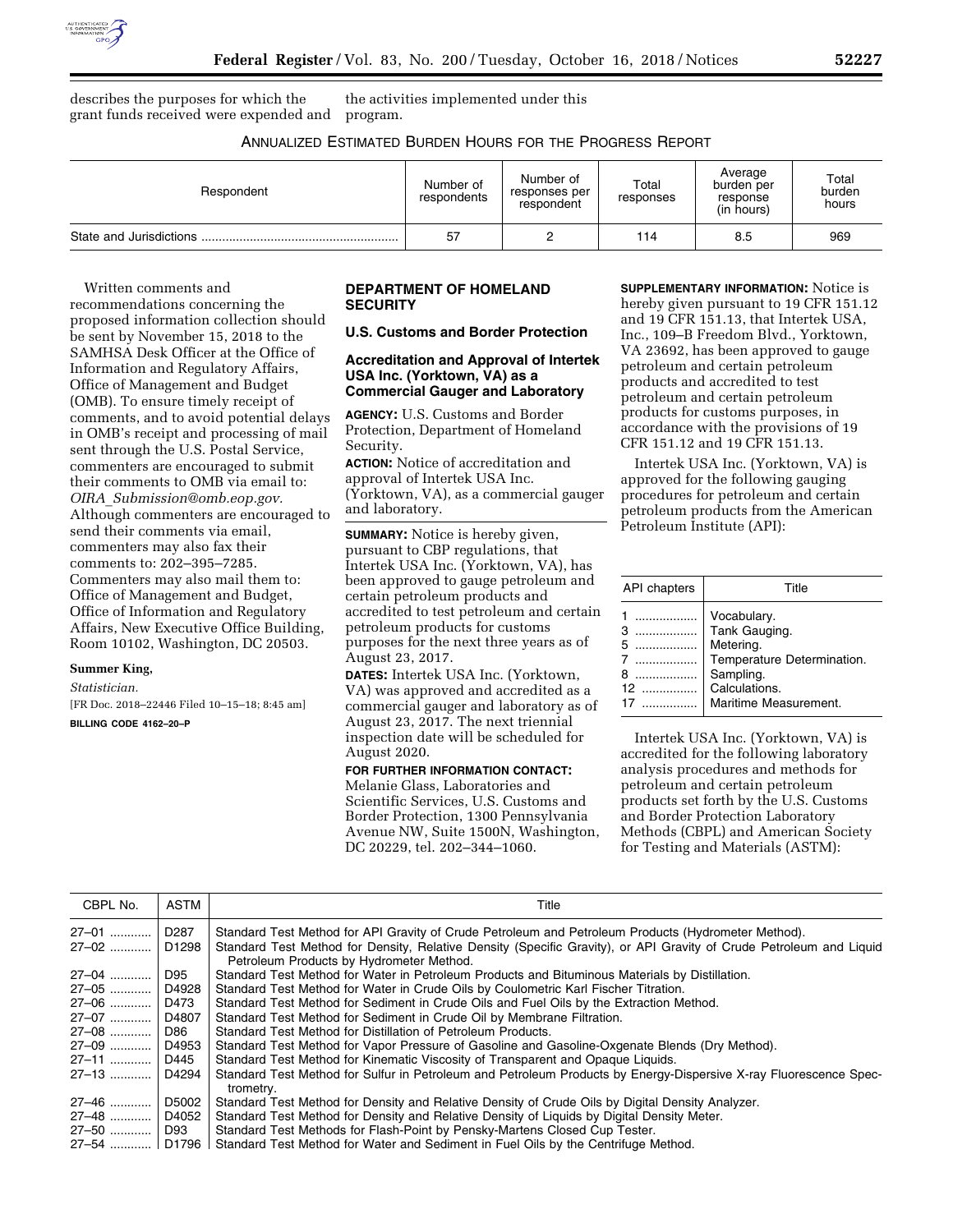describes the purposes for which the grant funds received were expended and the activities implemented under this program.

ANNUALIZED ESTIMATED BURDEN HOURS FOR THE PROGRESS REPORT

| Respondent | Number of respondents | Number of responses per respondent | Total responses | Average burden per response (in hours) | Total burden hours |
|---|---|---|---|---|---|
| State and Jurisdictions | 57 | 2 | 114 | 8.5 | 969 |

Written comments and recommendations concerning the proposed information collection should be sent by November 15, 2018 to the SAMHSA Desk Officer at the Office of Information and Regulatory Affairs, Office of Management and Budget (OMB). To ensure timely receipt of comments, and to avoid potential delays in OMB's receipt and processing of mail sent through the U.S. Postal Service, commenters are encouraged to submit their comments to OMB via email to: *OIRA_Submission@omb.eop.gov.* Although commenters are encouraged to send their comments via email, commenters may also fax their comments to: 202–395–7285. Commenters may also mail them to: Office of Management and Budget, Office of Information and Regulatory Affairs, New Executive Office Building, Room 10102, Washington, DC 20503.

**Summer King,**

*Statistician.*

[FR Doc. 2018–22446 Filed 10–15–18; 8:45 am]

**BILLING CODE 4162–20–P**

## DEPARTMENT OF HOMELAND SECURITY

### U.S. Customs and Border Protection

### Accreditation and Approval of Intertek USA Inc. (Yorktown, VA) as a Commercial Gauger and Laboratory

**AGENCY:** U.S. Customs and Border Protection, Department of Homeland Security.

**ACTION:** Notice of accreditation and approval of Intertek USA Inc. (Yorktown, VA), as a commercial gauger and laboratory.

**SUMMARY:** Notice is hereby given, pursuant to CBP regulations, that Intertek USA Inc. (Yorktown, VA), has been approved to gauge petroleum and certain petroleum products and accredited to test petroleum and certain petroleum products for customs purposes for the next three years as of August 23, 2017.

**DATES:** Intertek USA Inc. (Yorktown, VA) was approved and accredited as a commercial gauger and laboratory as of August 23, 2017. The next triennial inspection date will be scheduled for August 2020.

**FOR FURTHER INFORMATION CONTACT:** Melanie Glass, Laboratories and Scientific Services, U.S. Customs and Border Protection, 1300 Pennsylvania Avenue NW, Suite 1500N, Washington, DC 20229, tel. 202–344–1060.

**SUPPLEMENTARY INFORMATION:** Notice is hereby given pursuant to 19 CFR 151.12 and 19 CFR 151.13, that Intertek USA, Inc., 109–B Freedom Blvd., Yorktown, VA 23692, has been approved to gauge petroleum and certain petroleum products and accredited to test petroleum and certain petroleum products for customs purposes, in accordance with the provisions of 19 CFR 151.12 and 19 CFR 151.13.

Intertek USA Inc. (Yorktown, VA) is approved for the following gauging procedures for petroleum and certain petroleum products from the American Petroleum Institute (API):

| API chapters | Title |
|---|---|
| 1 | Vocabulary. |
| 3 | Tank Gauging. |
| 5 | Metering. |
| 7 | Temperature Determination. |
| 8 | Sampling. |
| 12 | Calculations. |
| 17 | Maritime Measurement. |

Intertek USA Inc. (Yorktown, VA) is accredited for the following laboratory analysis procedures and methods for petroleum and certain petroleum products set forth by the U.S. Customs and Border Protection Laboratory Methods (CBPL) and American Society for Testing and Materials (ASTM):

| CBPL No. | ASTM | Title |
|---|---|---|
| 27–01 | D287 | Standard Test Method for API Gravity of Crude Petroleum and Petroleum Products (Hydrometer Method). |
| 27–02 | D1298 | Standard Test Method for Density, Relative Density (Specific Gravity), or API Gravity of Crude Petroleum and Liquid Petroleum Products by Hydrometer Method. |
| 27–04 | D95 | Standard Test Method for Water in Petroleum Products and Bituminous Materials by Distillation. |
| 27–05 | D4928 | Standard Test Method for Water in Crude Oils by Coulometric Karl Fischer Titration. |
| 27–06 | D473 | Standard Test Method for Sediment in Crude Oils and Fuel Oils by the Extraction Method. |
| 27–07 | D4807 | Standard Test Method for Sediment in Crude Oil by Membrane Filtration. |
| 27–08 | D86 | Standard Test Method for Distillation of Petroleum Products. |
| 27–09 | D4953 | Standard Test Method for Vapor Pressure of Gasoline and Gasoline-Oxygenate Blends (Dry Method). |
| 27–11 | D445 | Standard Test Method for Kinematic Viscosity of Transparent and Opaque Liquids. |
| 27–13 | D4294 | Standard Test Method for Sulfur in Petroleum and Petroleum Products by Energy-Dispersive X-ray Fluorescence Spectrometry. |
| 27–46 | D5002 | Standard Test Method for Density and Relative Density of Crude Oils by Digital Density Analyzer. |
| 27–48 | D4052 | Standard Test Method for Density and Relative Density of Liquids by Digital Density Meter. |
| 27–50 | D93 | Standard Test Methods for Flash-Point by Pensky-Martens Closed Cup Tester. |
| 27–54 | D1796 | Standard Test Method for Water and Sediment in Fuel Oils by the Centrifuge Method. |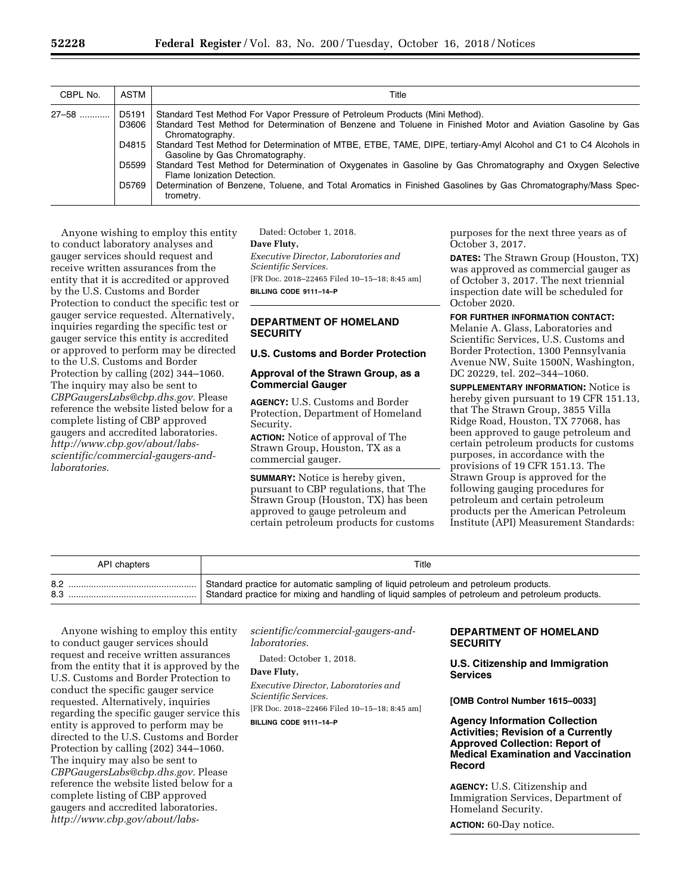| CBPL No. | ASTM | Title |
| --- | --- | --- |
| 27–58 ............ | D5191 | Standard Test Method For Vapor Pressure of Petroleum Products (Mini Method). |
| | D3606 | Standard Test Method for Determination of Benzene and Toluene in Finished Motor and Aviation Gasoline by Gas Chromatography. |
| | D4815 | Standard Test Method for Determination of MTBE, ETBE, TAME, DIPE, tertiary-Amyl Alcohol and C1 to C4 Alcohols in Gasoline by Gas Chromatography. |
| | D5599 | Standard Test Method for Determination of Oxygenates in Gasoline by Gas Chromatography and Oxygen Selective Flame Ionization Detection. |
| | D5769 | Determination of Benzene, Toluene, and Total Aromatics in Finished Gasolines by Gas Chromatography/Mass Spectrometry. |

Anyone wishing to employ this entity to conduct laboratory analyses and gauger services should request and receive written assurances from the entity that it is accredited or approved by the U.S. Customs and Border Protection to conduct the specific test or gauger service requested. Alternatively, inquiries regarding the specific test or gauger service this entity is accredited or approved to perform may be directed to the U.S. Customs and Border Protection by calling (202) 344–1060. The inquiry may also be sent to *CBPGaugersLabs@cbp.dhs.gov.* Please reference the website listed below for a complete listing of CBP approved gaugers and accredited laboratories. *http://www.cbp.gov/about/labs-scientific/commercial-gaugers-and-laboratories.*

Dated: October 1, 2018.

**Dave Fluty,**

*Executive Director, Laboratories and Scientific Services.*

[FR Doc. 2018–22465 Filed 10–15–18; 8:45 am]

**BILLING CODE 9111–14–P**

## DEPARTMENT OF HOMELAND SECURITY

### U.S. Customs and Border Protection

### Approval of the Strawn Group, as a Commercial Gauger

**AGENCY:** U.S. Customs and Border Protection, Department of Homeland Security.

**ACTION:** Notice of approval of The Strawn Group, Houston, TX as a commercial gauger.

**SUMMARY:** Notice is hereby given, pursuant to CBP regulations, that The Strawn Group (Houston, TX) has been approved to gauge petroleum and certain petroleum products for customs purposes for the next three years as of October 3, 2017.

**DATES:** The Strawn Group (Houston, TX) was approved as commercial gauger as of October 3, 2017. The next triennial inspection date will be scheduled for October 2020.

**FOR FURTHER INFORMATION CONTACT:** Melanie A. Glass, Laboratories and Scientific Services, U.S. Customs and Border Protection, 1300 Pennsylvania Avenue NW, Suite 1500N, Washington, DC 20229, tel. 202–344–1060.

**SUPPLEMENTARY INFORMATION:** Notice is hereby given pursuant to 19 CFR 151.13, that The Strawn Group, 3855 Villa Ridge Road, Houston, TX 77068, has been approved to gauge petroleum and certain petroleum products for customs purposes, in accordance with the provisions of 19 CFR 151.13. The Strawn Group is approved for the following gauging procedures for petroleum and certain petroleum products per the American Petroleum Institute (API) Measurement Standards:

| API chapters | Title |
| --- | --- |
| 8.2 .................................................. | Standard practice for automatic sampling of liquid petroleum and petroleum products. |
| 8.3 .................................................. | Standard practice for mixing and handling of liquid samples of petroleum and petroleum products. |

Anyone wishing to employ this entity to conduct gauger services should request and receive written assurances from the entity that it is approved by the U.S. Customs and Border Protection to conduct the specific gauger service requested. Alternatively, inquiries regarding the specific gauger service this entity is approved to perform may be directed to the U.S. Customs and Border Protection by calling (202) 344–1060. The inquiry may also be sent to *CBPGaugersLabs@cbp.dhs.gov.* Please reference the website listed below for a complete listing of CBP approved gaugers and accredited laboratories. *http://www.cbp.gov/about/labs-scientific/commercial-gaugers-and-laboratories.*

Dated: October 1, 2018.

**Dave Fluty,**

*Executive Director, Laboratories and Scientific Services.*

[FR Doc. 2018–22466 Filed 10–15–18; 8:45 am]

**BILLING CODE 9111–14–P**

## DEPARTMENT OF HOMELAND SECURITY

### U.S. Citizenship and Immigration Services

**[OMB Control Number 1615–0033]**

### Agency Information Collection Activities; Revision of a Currently Approved Collection: Report of Medical Examination and Vaccination Record

**AGENCY:** U.S. Citizenship and Immigration Services, Department of Homeland Security.

**ACTION:** 60-Day notice.